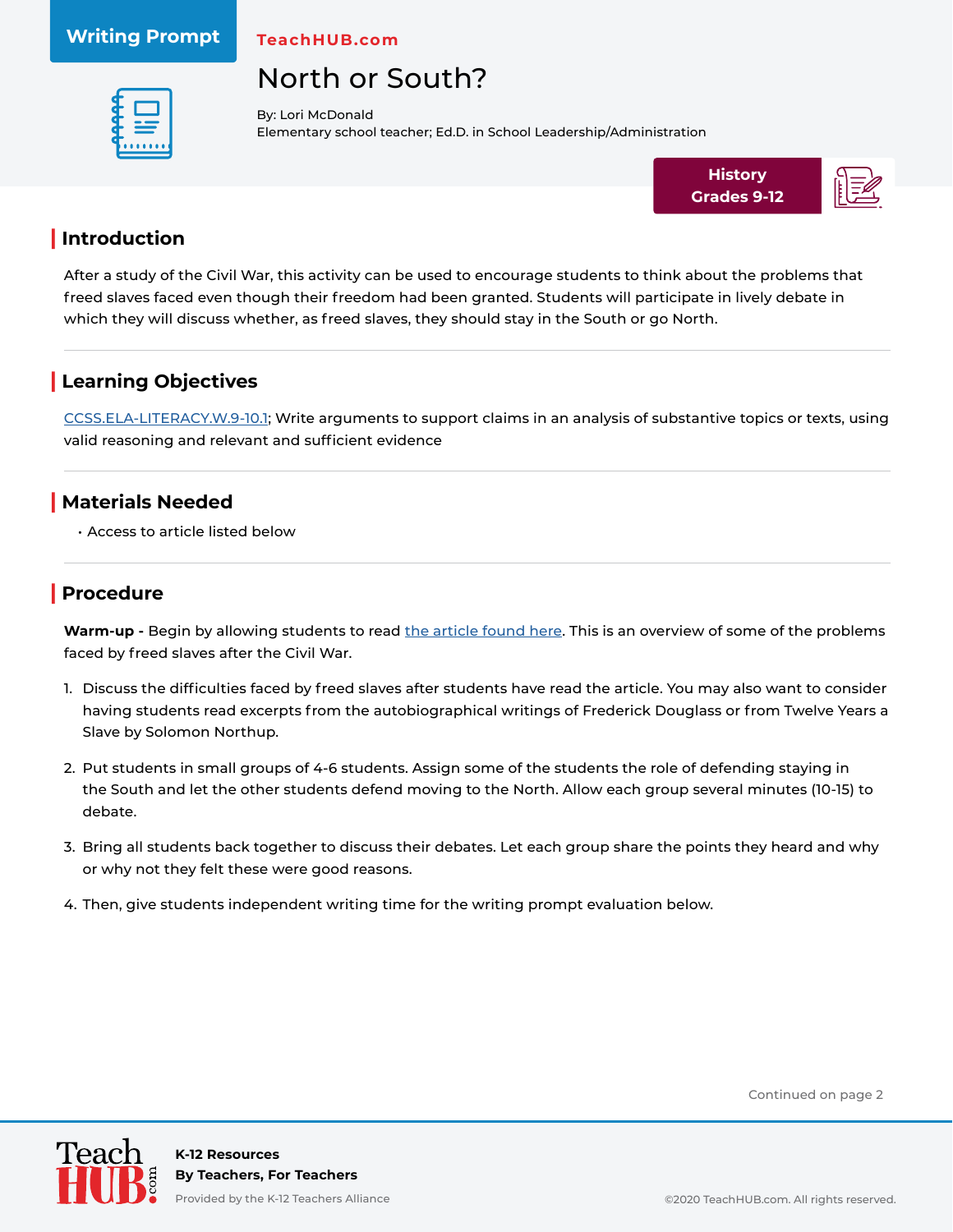Writing Prompt

TeachHUB.com

# North or South?

By: Lori McDonald
Elementary school teacher; Ed.D. in School Leadership/Administration

**History Grades 9-12**

## Introduction

After a study of the Civil War, this activity can be used to encourage students to think about the problems that freed slaves faced even though their freedom had been granted. Students will participate in lively debate in which they will discuss whether, as freed slaves, they should stay in the South or go North.

## Learning Objectives

CCSS.ELA-LITERACY.W.9-10.1; Write arguments to support claims in an analysis of substantive topics or texts, using valid reasoning and relevant and sufficient evidence

## Materials Needed

- Access to article listed below

## Procedure

**Warm-up -** Begin by allowing students to read the article found here. This is an overview of some of the problems faced by freed slaves after the Civil War.

1. Discuss the difficulties faced by freed slaves after students have read the article. You may also want to consider having students read excerpts from the autobiographical writings of Frederick Douglass or from Twelve Years a Slave by Solomon Northup.
2. Put students in small groups of 4-6 students. Assign some of the students the role of defending staying in the South and let the other students defend moving to the North. Allow each group several minutes (10-15) to debate.
3. Bring all students back together to discuss their debates. Let each group share the points they heard and why or why not they felt these were good reasons.
4. Then, give students independent writing time for the writing prompt evaluation below.

Continued on page 2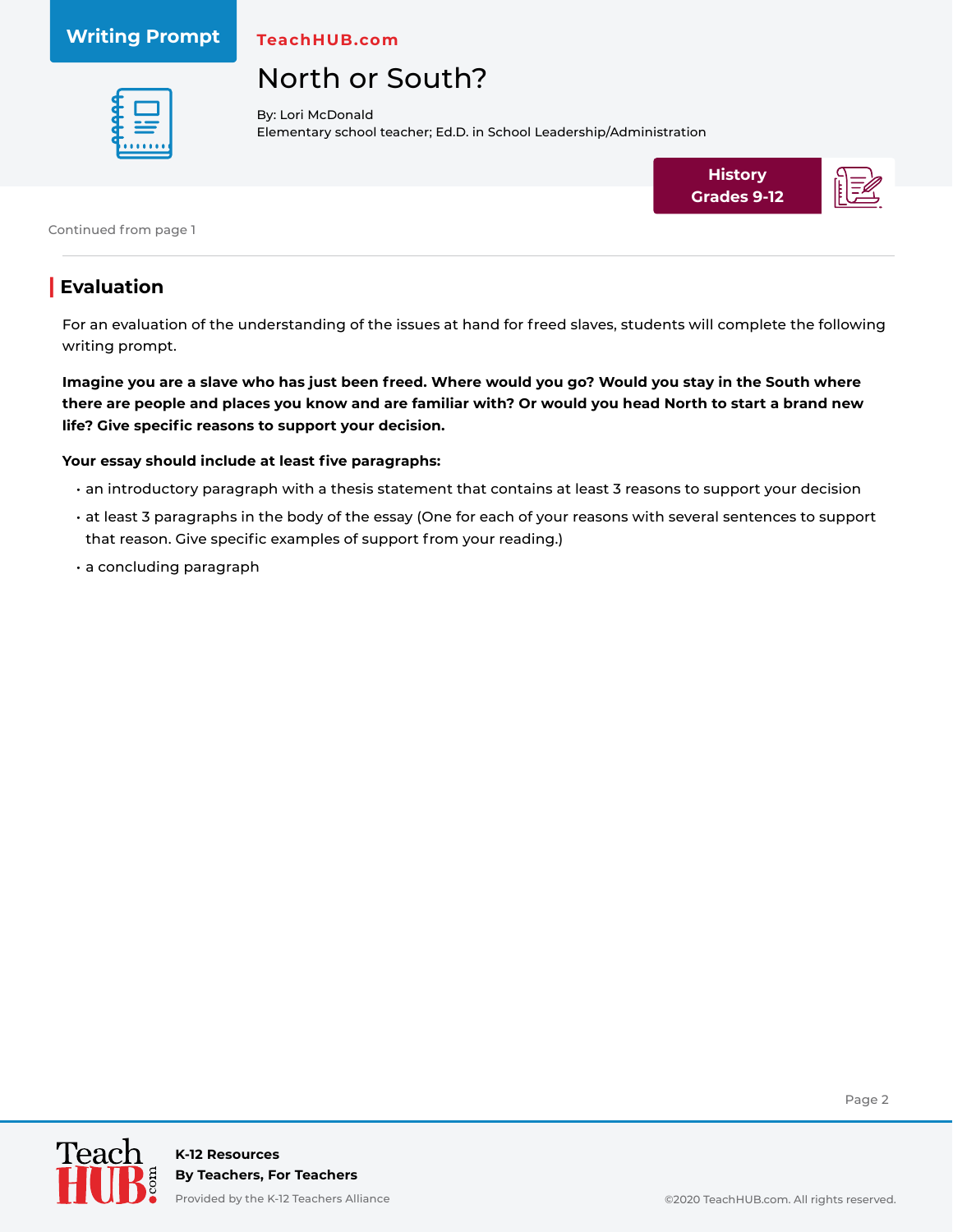Writing Prompt

TeachHUB.com

# North or South?

By: Lori McDonald
Elementary school teacher; Ed.D. in School Leadership/Administration

History
Grades 9-12

Continued from page 1

## Evaluation

For an evaluation of the understanding of the issues at hand for freed slaves, students will complete the following writing prompt.

**Imagine you are a slave who has just been freed. Where would you go? Would you stay in the South where there are people and places you know and are familiar with? Or would you head North to start a brand new life? Give specific reasons to support your decision.**

**Your essay should include at least five paragraphs:**

- an introductory paragraph with a thesis statement that contains at least 3 reasons to support your decision
- at least 3 paragraphs in the body of the essay (One for each of your reasons with several sentences to support that reason. Give specific examples of support from your reading.)
- a concluding paragraph